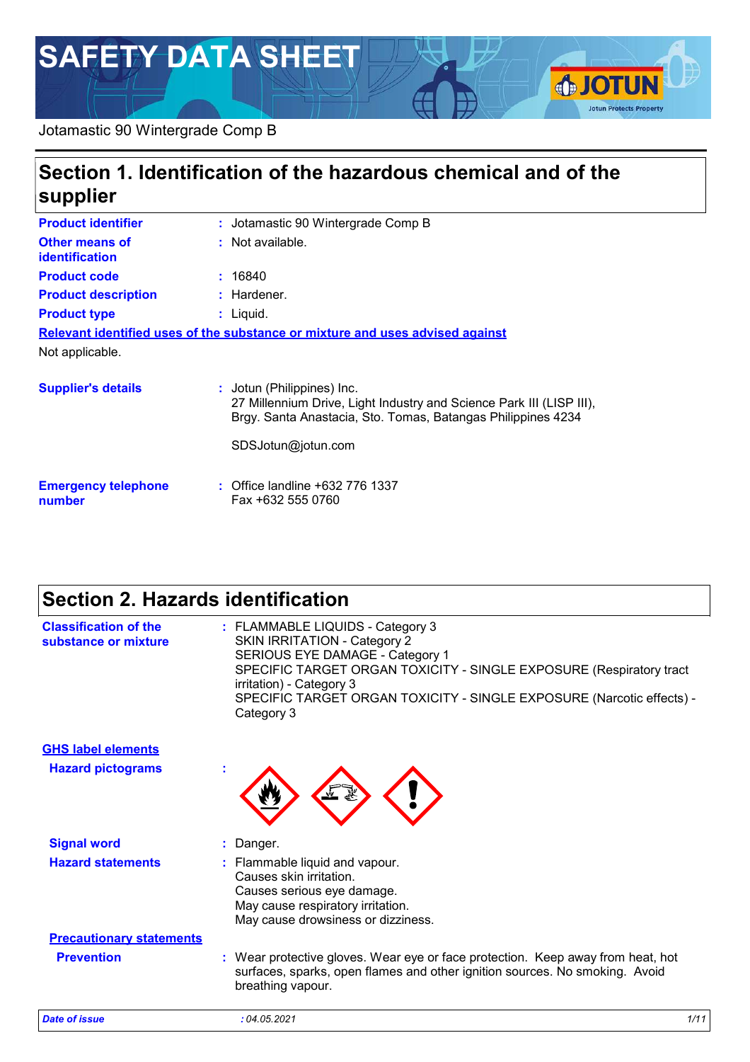# SAFETY DATA SHEET

Jotamastic 90 Wintergrade Comp B

## Section 1. Identification of the hazardous chemical and of the supplier

**Product identifier** : Jotamastic 90 Wintergrade Comp B

**Other means of identification** : Not available.

**Product code** : 16840

**Product description** : Hardener.

**Product type** : Liquid.

**Relevant identified uses of the substance or mixture and uses advised against**

Not applicable.

**Supplier's details** : Jotun (Philippines) Inc.
27 Millennium Drive, Light Industry and Science Park III (LISP III),
Brgy. Santa Anastacia, Sto. Tomas, Batangas Philippines 4234

SDSJotun@jotun.com

**Emergency telephone number** : Office landline +632 776 1337
Fax +632 555 0760

## Section 2. Hazards identification

**Classification of the substance or mixture** : FLAMMABLE LIQUIDS - Category 3
SKIN IRRITATION - Category 2
SERIOUS EYE DAMAGE - Category 1
SPECIFIC TARGET ORGAN TOXICITY - SINGLE EXPOSURE (Respiratory tract irritation) - Category 3
SPECIFIC TARGET ORGAN TOXICITY - SINGLE EXPOSURE (Narcotic effects) - Category 3

**GHS label elements**

**Hazard pictograms** :

**Signal word** : Danger.

**Hazard statements** : Flammable liquid and vapour.
Causes skin irritation.
Causes serious eye damage.
May cause respiratory irritation.
May cause drowsiness or dizziness.

**Precautionary statements**

**Prevention** : Wear protective gloves. Wear eye or face protection. Keep away from heat, hot surfaces, sparks, open flames and other ignition sources. No smoking. Avoid breathing vapour.

*Date of issue* : *04.05.2021*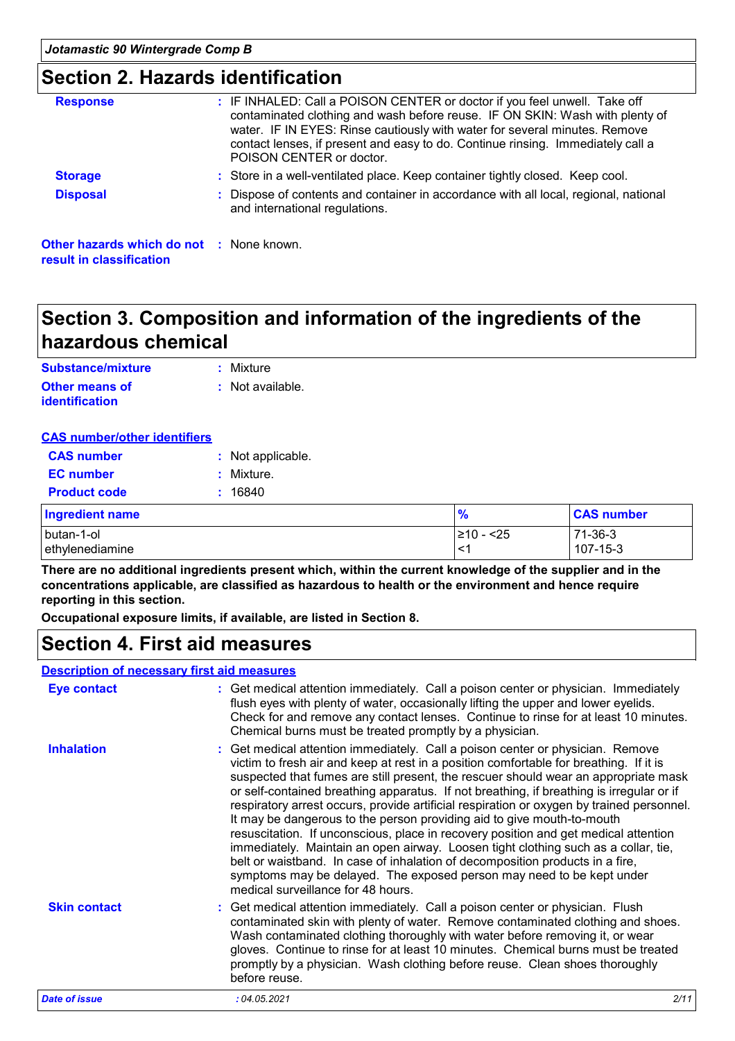## Section 2. Hazards identification

**Response** : IF INHALED: Call a POISON CENTER or doctor if you feel unwell. Take off contaminated clothing and wash before reuse. IF ON SKIN: Wash with plenty of water. IF IN EYES: Rinse cautiously with water for several minutes. Remove contact lenses, if present and easy to do. Continue rinsing. Immediately call a POISON CENTER or doctor.

**Storage** : Store in a well-ventilated place. Keep container tightly closed. Keep cool.

**Disposal** : Dispose of contents and container in accordance with all local, regional, national and international regulations.

**Other hazards which do not result in classification** : None known.

## Section 3. Composition and information of the ingredients of the hazardous chemical

**Substance/mixture** : Mixture

**Other means of identification** : Not available.

**CAS number/other identifiers**

**CAS number** : Not applicable.

**EC number** : Mixture.

**Product code** : 16840

| Ingredient name | % | CAS number |
|---|---|---|
| butan-1-ol | ≥10 - <25 | 71-36-3 |
| ethylenediamine | <1 | 107-15-3 |

**There are no additional ingredients present which, within the current knowledge of the supplier and in the concentrations applicable, are classified as hazardous to health or the environment and hence require reporting in this section.**

**Occupational exposure limits, if available, are listed in Section 8.**

## Section 4. First aid measures

**Description of necessary first aid measures**

**Eye contact** : Get medical attention immediately. Call a poison center or physician. Immediately flush eyes with plenty of water, occasionally lifting the upper and lower eyelids. Check for and remove any contact lenses. Continue to rinse for at least 10 minutes. Chemical burns must be treated promptly by a physician.

**Inhalation** : Get medical attention immediately. Call a poison center or physician. Remove victim to fresh air and keep at rest in a position comfortable for breathing. If it is suspected that fumes are still present, the rescuer should wear an appropriate mask or self-contained breathing apparatus. If not breathing, if breathing is irregular or if respiratory arrest occurs, provide artificial respiration or oxygen by trained personnel. It may be dangerous to the person providing aid to give mouth-to-mouth resuscitation. If unconscious, place in recovery position and get medical attention immediately. Maintain an open airway. Loosen tight clothing such as a collar, tie, belt or waistband. In case of inhalation of decomposition products in a fire, symptoms may be delayed. The exposed person may need to be kept under medical surveillance for 48 hours.

**Skin contact** : Get medical attention immediately. Call a poison center or physician. Flush contaminated skin with plenty of water. Remove contaminated clothing and shoes. Wash contaminated clothing thoroughly with water before removing it, or wear gloves. Continue to rinse for at least 10 minutes. Chemical burns must be treated promptly by a physician. Wash clothing before reuse. Clean shoes thoroughly before reuse.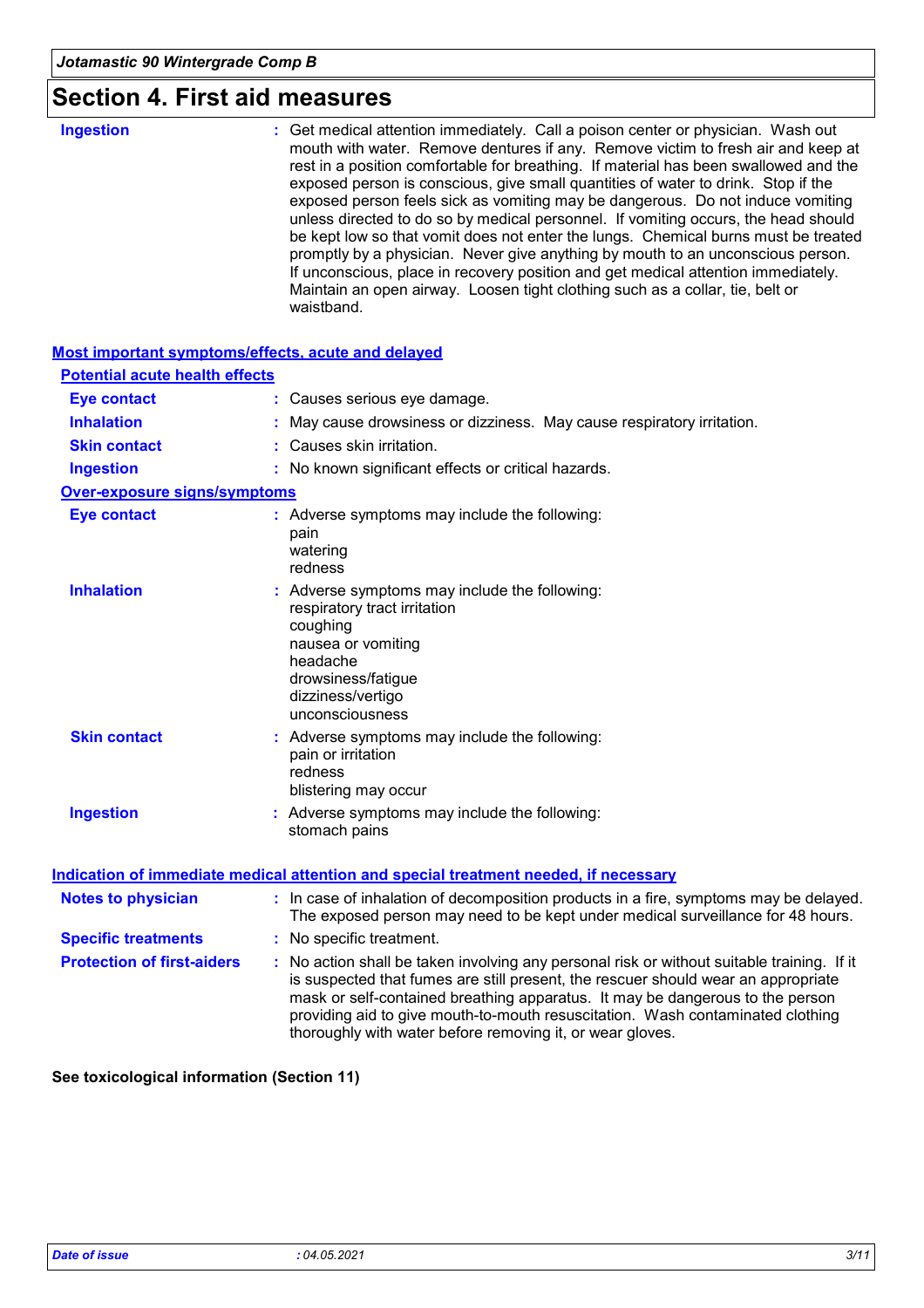# Section 4. First aid measures

**Ingestion** : Get medical attention immediately. Call a poison center or physician. Wash out mouth with water. Remove dentures if any. Remove victim to fresh air and keep at rest in a position comfortable for breathing. If material has been swallowed and the exposed person is conscious, give small quantities of water to drink. Stop if the exposed person feels sick as vomiting may be dangerous. Do not induce vomiting unless directed to do so by medical personnel. If vomiting occurs, the head should be kept low so that vomit does not enter the lungs. Chemical burns must be treated promptly by a physician. Never give anything by mouth to an unconscious person. If unconscious, place in recovery position and get medical attention immediately. Maintain an open airway. Loosen tight clothing such as a collar, tie, belt or waistband.

## Most important symptoms/effects, acute and delayed

### Potential acute health effects

**Eye contact** : Causes serious eye damage.

**Inhalation** : May cause drowsiness or dizziness. May cause respiratory irritation.

**Skin contact** : Causes skin irritation.

**Ingestion** : No known significant effects or critical hazards.

### Over-exposure signs/symptoms

**Eye contact** : Adverse symptoms may include the following:
pain
watering
redness

**Inhalation** : Adverse symptoms may include the following:
respiratory tract irritation
coughing
nausea or vomiting
headache
drowsiness/fatigue
dizziness/vertigo
unconsciousness

**Skin contact** : Adverse symptoms may include the following:
pain or irritation
redness
blistering may occur

**Ingestion** : Adverse symptoms may include the following:
stomach pains

## Indication of immediate medical attention and special treatment needed, if necessary

**Notes to physician** : In case of inhalation of decomposition products in a fire, symptoms may be delayed. The exposed person may need to be kept under medical surveillance for 48 hours.

**Specific treatments** : No specific treatment.

**Protection of first-aiders** : No action shall be taken involving any personal risk or without suitable training. If it is suspected that fumes are still present, the rescuer should wear an appropriate mask or self-contained breathing apparatus. It may be dangerous to the person providing aid to give mouth-to-mouth resuscitation. Wash contaminated clothing thoroughly with water before removing it, or wear gloves.

**See toxicological information (Section 11)**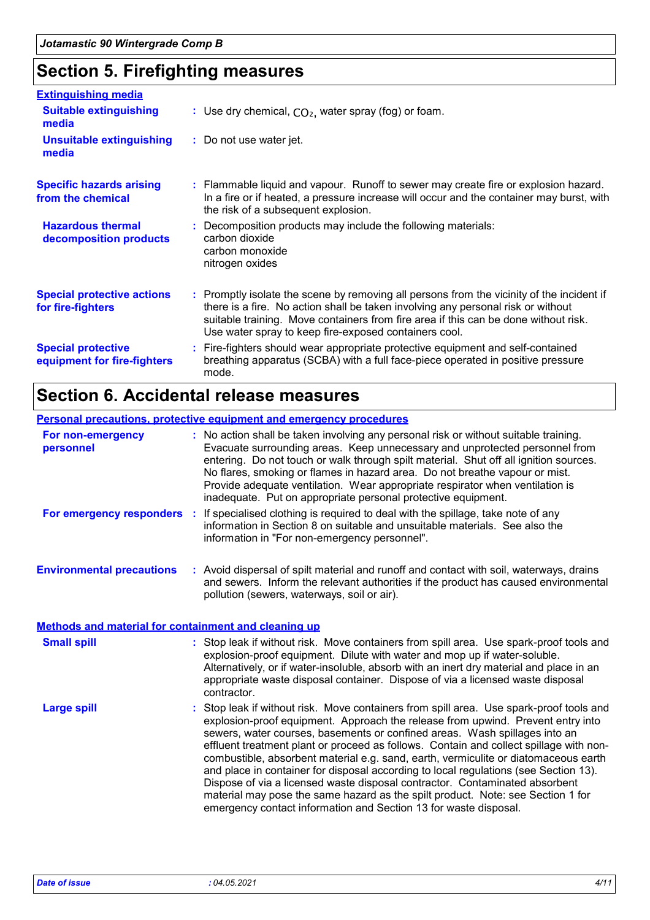## Section 5. Firefighting measures

**Extinguishing media**

**Suitable extinguishing media** : Use dry chemical, $CO_2$, water spray (fog) or foam.

**Unsuitable extinguishing media** : Do not use water jet.

**Specific hazards arising from the chemical** : Flammable liquid and vapour. Runoff to sewer may create fire or explosion hazard. In a fire or if heated, a pressure increase will occur and the container may burst, with the risk of a subsequent explosion.

**Hazardous thermal decomposition products** : Decomposition products may include the following materials:
carbon dioxide
carbon monoxide
nitrogen oxides

**Special protective actions for fire-fighters** : Promptly isolate the scene by removing all persons from the vicinity of the incident if there is a fire. No action shall be taken involving any personal risk or without suitable training. Move containers from fire area if this can be done without risk. Use water spray to keep fire-exposed containers cool.

**Special protective equipment for fire-fighters** : Fire-fighters should wear appropriate protective equipment and self-contained breathing apparatus (SCBA) with a full face-piece operated in positive pressure mode.

## Section 6. Accidental release measures

**Personal precautions, protective equipment and emergency procedures**

**For non-emergency personnel** : No action shall be taken involving any personal risk or without suitable training. Evacuate surrounding areas. Keep unnecessary and unprotected personnel from entering. Do not touch or walk through spilt material. Shut off all ignition sources. No flares, smoking or flames in hazard area. Do not breathe vapour or mist. Provide adequate ventilation. Wear appropriate respirator when ventilation is inadequate. Put on appropriate personal protective equipment.

**For emergency responders** : If specialised clothing is required to deal with the spillage, take note of any information in Section 8 on suitable and unsuitable materials. See also the information in "For non-emergency personnel".

**Environmental precautions** : Avoid dispersal of spilt material and runoff and contact with soil, waterways, drains and sewers. Inform the relevant authorities if the product has caused environmental pollution (sewers, waterways, soil or air).

**Methods and material for containment and cleaning up**

**Small spill** : Stop leak if without risk. Move containers from spill area. Use spark-proof tools and explosion-proof equipment. Dilute with water and mop up if water-soluble. Alternatively, or if water-insoluble, absorb with an inert dry material and place in an appropriate waste disposal container. Dispose of via a licensed waste disposal contractor.

**Large spill** : Stop leak if without risk. Move containers from spill area. Use spark-proof tools and explosion-proof equipment. Approach the release from upwind. Prevent entry into sewers, water courses, basements or confined areas. Wash spillages into an effluent treatment plant or proceed as follows. Contain and collect spillage with non-combustible, absorbent material e.g. sand, earth, vermiculite or diatomaceous earth and place in container for disposal according to local regulations (see Section 13). Dispose of via a licensed waste disposal contractor. Contaminated absorbent material may pose the same hazard as the spilt product. Note: see Section 1 for emergency contact information and Section 13 for waste disposal.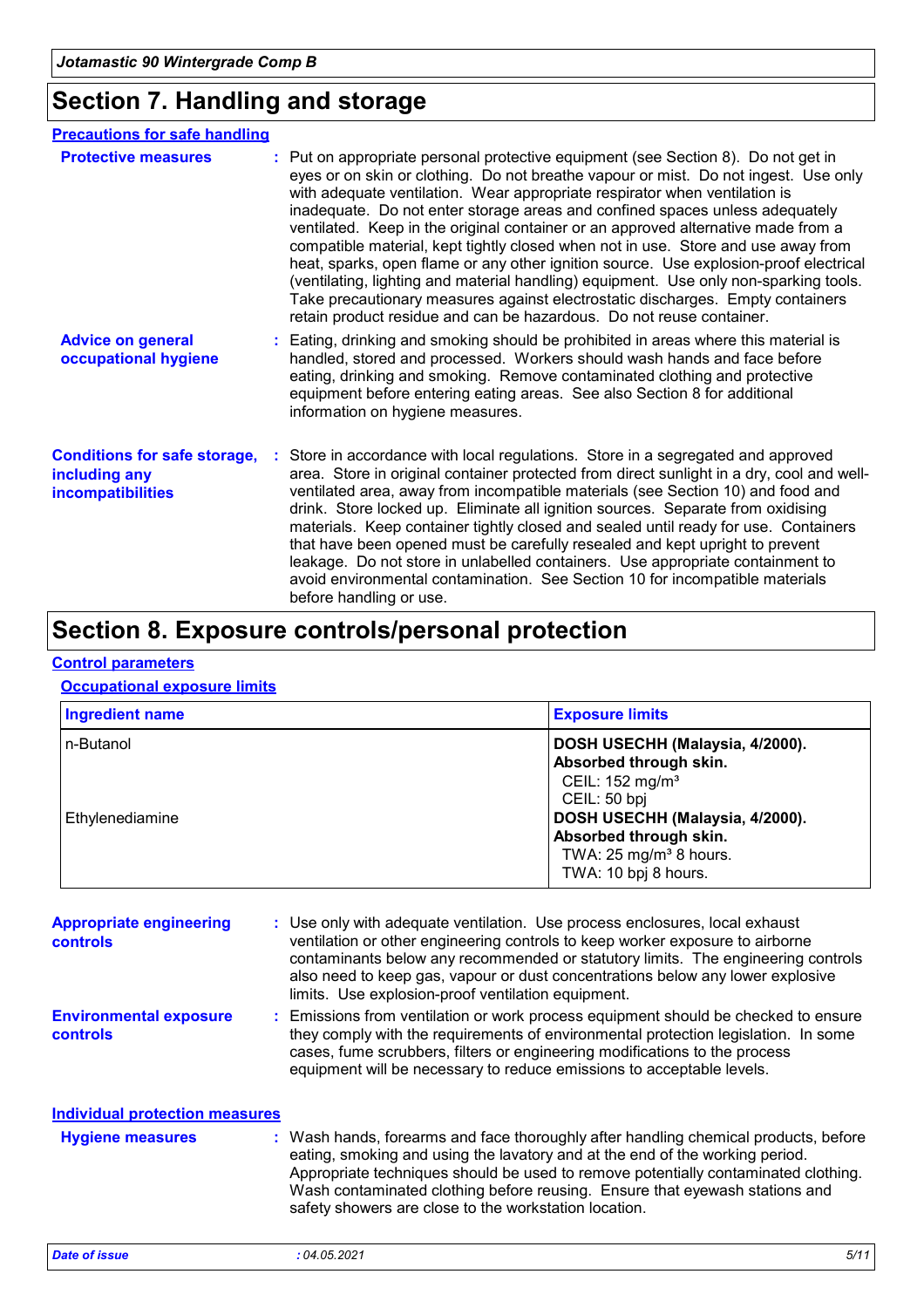# Section 7. Handling and storage

## Precautions for safe handling

**Protective measures** : Put on appropriate personal protective equipment (see Section 8). Do not get in eyes or on skin or clothing. Do not breathe vapour or mist. Do not ingest. Use only with adequate ventilation. Wear appropriate respirator when ventilation is inadequate. Do not enter storage areas and confined spaces unless adequately ventilated. Keep in the original container or an approved alternative made from a compatible material, kept tightly closed when not in use. Store and use away from heat, sparks, open flame or any other ignition source. Use explosion-proof electrical (ventilating, lighting and material handling) equipment. Use only non-sparking tools. Take precautionary measures against electrostatic discharges. Empty containers retain product residue and can be hazardous. Do not reuse container.

**Advice on general occupational hygiene** : Eating, drinking and smoking should be prohibited in areas where this material is handled, stored and processed. Workers should wash hands and face before eating, drinking and smoking. Remove contaminated clothing and protective equipment before entering eating areas. See also Section 8 for additional information on hygiene measures.

**Conditions for safe storage, including any incompatibilities** : Store in accordance with local regulations. Store in a segregated and approved area. Store in original container protected from direct sunlight in a dry, cool and well-ventilated area, away from incompatible materials (see Section 10) and food and drink. Store locked up. Eliminate all ignition sources. Separate from oxidising materials. Keep container tightly closed and sealed until ready for use. Containers that have been opened must be carefully resealed and kept upright to prevent leakage. Do not store in unlabelled containers. Use appropriate containment to avoid environmental contamination. See Section 10 for incompatible materials before handling or use.

# Section 8. Exposure controls/personal protection

## Control parameters

### Occupational exposure limits

| Ingredient name | Exposure limits |
|---|---|
| n-Butanol | **DOSH USECHH (Malaysia, 4/2000). Absorbed through skin.** CEIL: 152 mg/m³ CEIL: 50 bpj |
| Ethylenediamine | **DOSH USECHH (Malaysia, 4/2000). Absorbed through skin.** TWA: 25 mg/m³ 8 hours. TWA: 10 bpj 8 hours. |

**Appropriate engineering controls** : Use only with adequate ventilation. Use process enclosures, local exhaust ventilation or other engineering controls to keep worker exposure to airborne contaminants below any recommended or statutory limits. The engineering controls also need to keep gas, vapour or dust concentrations below any lower explosive limits. Use explosion-proof ventilation equipment.

**Environmental exposure controls** : Emissions from ventilation or work process equipment should be checked to ensure they comply with the requirements of environmental protection legislation. In some cases, fume scrubbers, filters or engineering modifications to the process equipment will be necessary to reduce emissions to acceptable levels.

## Individual protection measures

**Hygiene measures** : Wash hands, forearms and face thoroughly after handling chemical products, before eating, smoking and using the lavatory and at the end of the working period. Appropriate techniques should be used to remove potentially contaminated clothing. Wash contaminated clothing before reusing. Ensure that eyewash stations and safety showers are close to the workstation location.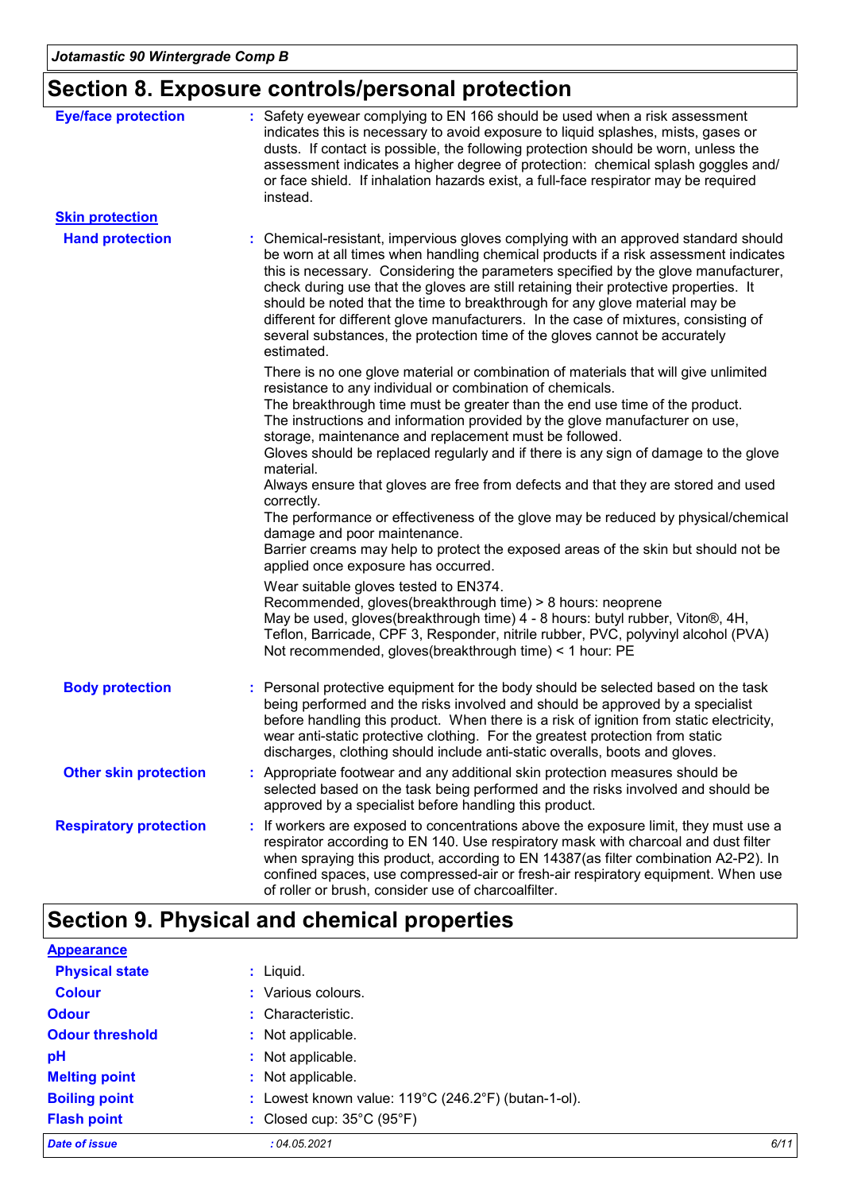## Section 8. Exposure controls/personal protection

**Eye/face protection** : Safety eyewear complying to EN 166 should be used when a risk assessment indicates this is necessary to avoid exposure to liquid splashes, mists, gases or dusts. If contact is possible, the following protection should be worn, unless the assessment indicates a higher degree of protection: chemical splash goggles and/ or face shield. If inhalation hazards exist, a full-face respirator may be required instead.

**Skin protection**

**Hand protection** : Chemical-resistant, impervious gloves complying with an approved standard should be worn at all times when handling chemical products if a risk assessment indicates this is necessary. Considering the parameters specified by the glove manufacturer, check during use that the gloves are still retaining their protective properties. It should be noted that the time to breakthrough for any glove material may be different for different glove manufacturers. In the case of mixtures, consisting of several substances, the protection time of the gloves cannot be accurately estimated.

There is no one glove material or combination of materials that will give unlimited resistance to any individual or combination of chemicals.
The breakthrough time must be greater than the end use time of the product.
The instructions and information provided by the glove manufacturer on use, storage, maintenance and replacement must be followed.
Gloves should be replaced regularly and if there is any sign of damage to the glove material.
Always ensure that gloves are free from defects and that they are stored and used correctly.
The performance or effectiveness of the glove may be reduced by physical/chemical damage and poor maintenance.
Barrier creams may help to protect the exposed areas of the skin but should not be applied once exposure has occurred.

Wear suitable gloves tested to EN374.
Recommended, gloves(breakthrough time) > 8 hours: neoprene
May be used, gloves(breakthrough time) 4 - 8 hours: butyl rubber, Viton®, 4H, Teflon, Barricade, CPF 3, Responder, nitrile rubber, PVC, polyvinyl alcohol (PVA)
Not recommended, gloves(breakthrough time) < 1 hour: PE

**Body protection** : Personal protective equipment for the body should be selected based on the task being performed and the risks involved and should be approved by a specialist before handling this product. When there is a risk of ignition from static electricity, wear anti-static protective clothing. For the greatest protection from static discharges, clothing should include anti-static overalls, boots and gloves.

**Other skin protection** : Appropriate footwear and any additional skin protection measures should be selected based on the task being performed and the risks involved and should be approved by a specialist before handling this product.

**Respiratory protection** : If workers are exposed to concentrations above the exposure limit, they must use a respirator according to EN 140. Use respiratory mask with charcoal and dust filter when spraying this product, according to EN 14387(as filter combination A2-P2). In confined spaces, use compressed-air or fresh-air respiratory equipment. When use of roller or brush, consider use of charcoalfilter.

## Section 9. Physical and chemical properties

**Appearance**

**Physical state** : Liquid.

**Colour** : Various colours.

**Odour** : Characteristic.

**Odour threshold** : Not applicable.

**pH** : Not applicable.

**Melting point** : Not applicable.

**Boiling point** : Lowest known value: 119°C (246.2°F) (butan-1-ol).

**Flash point** : Closed cup: 35°C (95°F)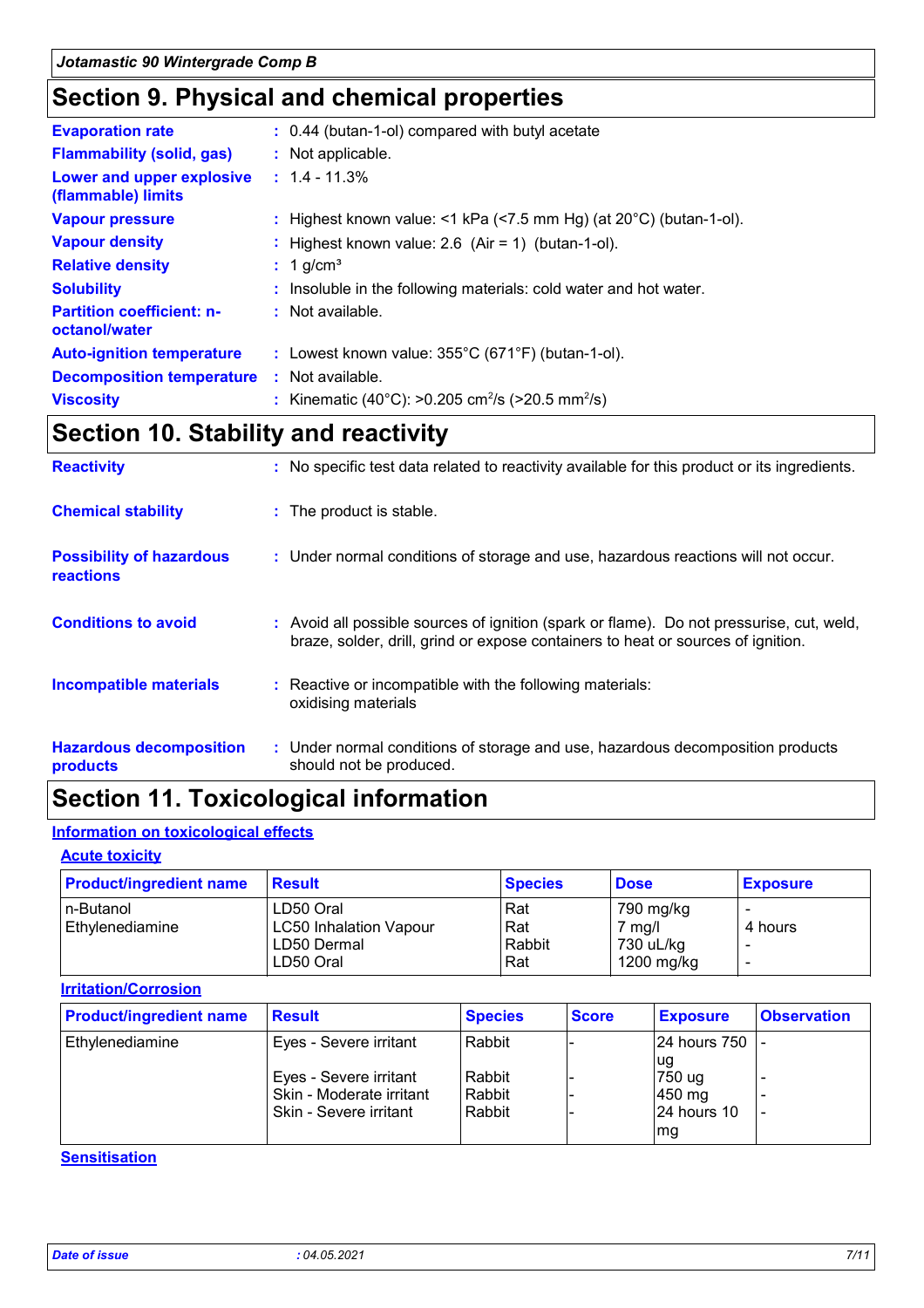## Section 9. Physical and chemical properties

| | |
|---|---|
| **Evaporation rate** | : 0.44 (butan-1-ol) compared with butyl acetate |
| **Flammability (solid, gas)** | : Not applicable. |
| **Lower and upper explosive (flammable) limits** | : 1.4 - 11.3% |
| **Vapour pressure** | : Highest known value: <1 kPa (<7.5 mm Hg) (at 20°C) (butan-1-ol). |
| **Vapour density** | : Highest known value: 2.6 (Air = 1) (butan-1-ol). |
| **Relative density** | : 1 g/cm³ |
| **Solubility** | : Insoluble in the following materials: cold water and hot water. |
| **Partition coefficient: n-octanol/water** | : Not available. |
| **Auto-ignition temperature** | : Lowest known value: 355°C (671°F) (butan-1-ol). |
| **Decomposition temperature** | : Not available. |
| **Viscosity** | : Kinematic (40°C): >0.205 $cm^2/s$ (>20.5 $mm^2/s$) |

## Section 10. Stability and reactivity

| | |
|---|---|
| **Reactivity** | : No specific test data related to reactivity available for this product or its ingredients. |
| **Chemical stability** | : The product is stable. |
| **Possibility of hazardous reactions** | : Under normal conditions of storage and use, hazardous reactions will not occur. |
| **Conditions to avoid** | : Avoid all possible sources of ignition (spark or flame). Do not pressurise, cut, weld, braze, solder, drill, grind or expose containers to heat or sources of ignition. |
| **Incompatible materials** | : Reactive or incompatible with the following materials: oxidising materials |
| **Hazardous decomposition products** | : Under normal conditions of storage and use, hazardous decomposition products should not be produced. |

## Section 11. Toxicological information

### Information on toxicological effects

#### Acute toxicity

| Product/ingredient name | Result | Species | Dose | Exposure |
|---|---|---|---|---|
| n-Butanol | LD50 Oral | Rat | 790 mg/kg | - |
| Ethylenediamine | LC50 Inhalation Vapour | Rat | 7 mg/l | 4 hours |
| | LD50 Dermal | Rabbit | 730 uL/kg | - |
| | LD50 Oral | Rat | 1200 mg/kg | - |

#### Irritation/Corrosion

| Product/ingredient name | Result | Species | Score | Exposure | Observation |
|---|---|---|---|---|---|
| Ethylenediamine | Eyes - Severe irritant | Rabbit | - | 24 hours 750 ug | - |
| | Eyes - Severe irritant | Rabbit | - | 750 ug | - |
| | Skin - Moderate irritant | Rabbit | - | 450 mg | - |
| | Skin - Severe irritant | Rabbit | - | 24 hours 10 mg | - |

#### Sensitisation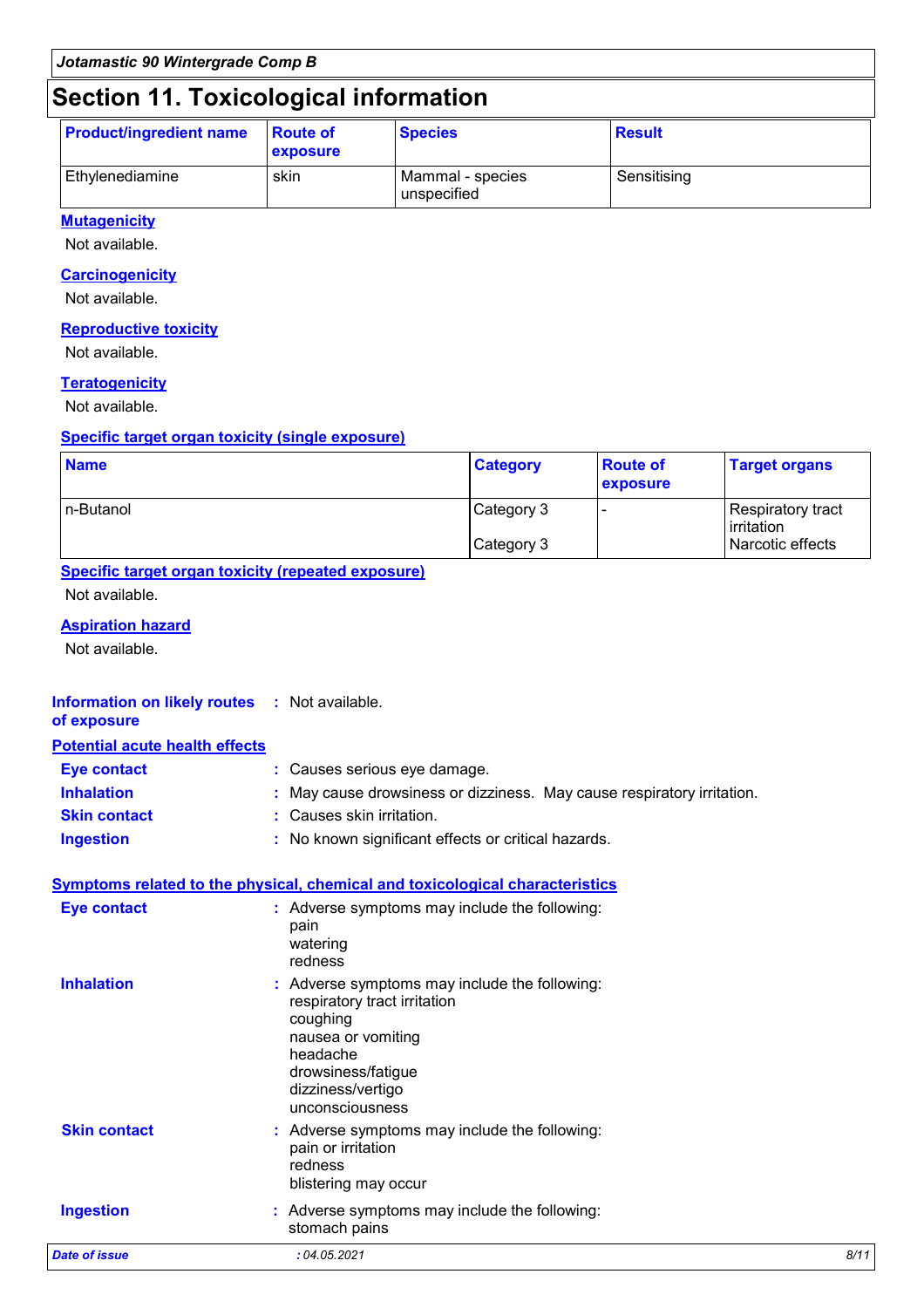# Section 11. Toxicological information

| Product/ingredient name | Route of exposure | Species | Result |
| --- | --- | --- | --- |
| Ethylenediamine | skin | Mammal - species unspecified | Sensitising |

### Mutagenicity

Not available.

### Carcinogenicity

Not available.

### Reproductive toxicity

Not available.

### Teratogenicity

Not available.

### Specific target organ toxicity (single exposure)

| Name | Category | Route of exposure | Target organs |
| --- | --- | --- | --- |
| n-Butanol | Category 3 | - | Respiratory tract irritation |
| | Category 3 | | Narcotic effects |

### Specific target organ toxicity (repeated exposure)

Not available.

### Aspiration hazard

Not available.

**Information on likely routes of exposure** : Not available.

### Potential acute health effects

**Eye contact** : Causes serious eye damage.

**Inhalation** : May cause drowsiness or dizziness. May cause respiratory irritation.

**Skin contact** : Causes skin irritation.

**Ingestion** : No known significant effects or critical hazards.

### Symptoms related to the physical, chemical and toxicological characteristics

**Eye contact** : Adverse symptoms may include the following:
pain
watering
redness

**Inhalation** : Adverse symptoms may include the following:
respiratory tract irritation
coughing
nausea or vomiting
headache
drowsiness/fatigue
dizziness/vertigo
unconsciousness

**Skin contact** : Adverse symptoms may include the following:
pain or irritation
redness
blistering may occur

**Ingestion** : Adverse symptoms may include the following:
stomach pains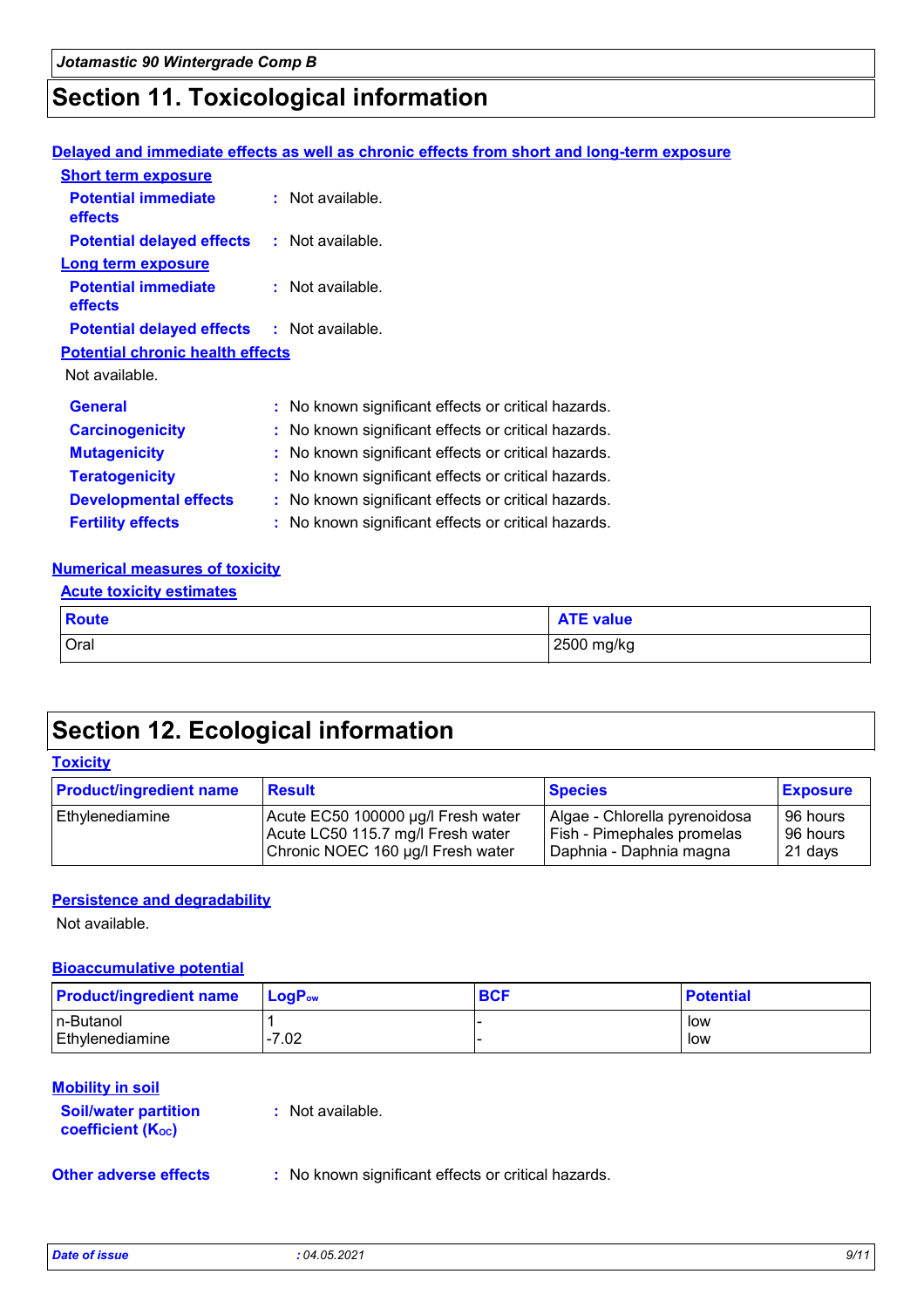## Section 11. Toxicological information

**Delayed and immediate effects as well as chronic effects from short and long-term exposure**

**Short term exposure**

**Potential immediate effects** : Not available.

**Potential delayed effects** : Not available.

**Long term exposure**

**Potential immediate effects** : Not available.

**Potential delayed effects** : Not available.

**Potential chronic health effects**

Not available.

**General** : No known significant effects or critical hazards.

**Carcinogenicity** : No known significant effects or critical hazards.

**Mutagenicity** : No known significant effects or critical hazards.

**Teratogenicity** : No known significant effects or critical hazards.

**Developmental effects** : No known significant effects or critical hazards.

**Fertility effects** : No known significant effects or critical hazards.

**Numerical measures of toxicity**

**Acute toxicity estimates**

| Route | ATE value |
|---|---|
| Oral | 2500 mg/kg |

## Section 12. Ecological information

**Toxicity**

| Product/ingredient name | Result | Species | Exposure |
|---|---|---|---|
| Ethylenediamine | Acute EC50 100000 µg/l Fresh water<br>Acute LC50 115.7 mg/l Fresh water<br>Chronic NOEC 160 µg/l Fresh water | Algae - Chlorella pyrenoidosa<br>Fish - Pimephales promelas<br>Daphnia - Daphnia magna | 96 hours<br>96 hours<br>21 days |

**Persistence and degradability**

Not available.

**Bioaccumulative potential**

| Product/ingredient name | $LogP_{ow}$ | BCF | Potential |
|---|---|---|---|
| n-Butanol | 1 | - | low |
| Ethylenediamine | -7.02 | - | low |

**Mobility in soil**

**Soil/water partition coefficient ($K_{OC}$)** : Not available.

**Other adverse effects** : No known significant effects or critical hazards.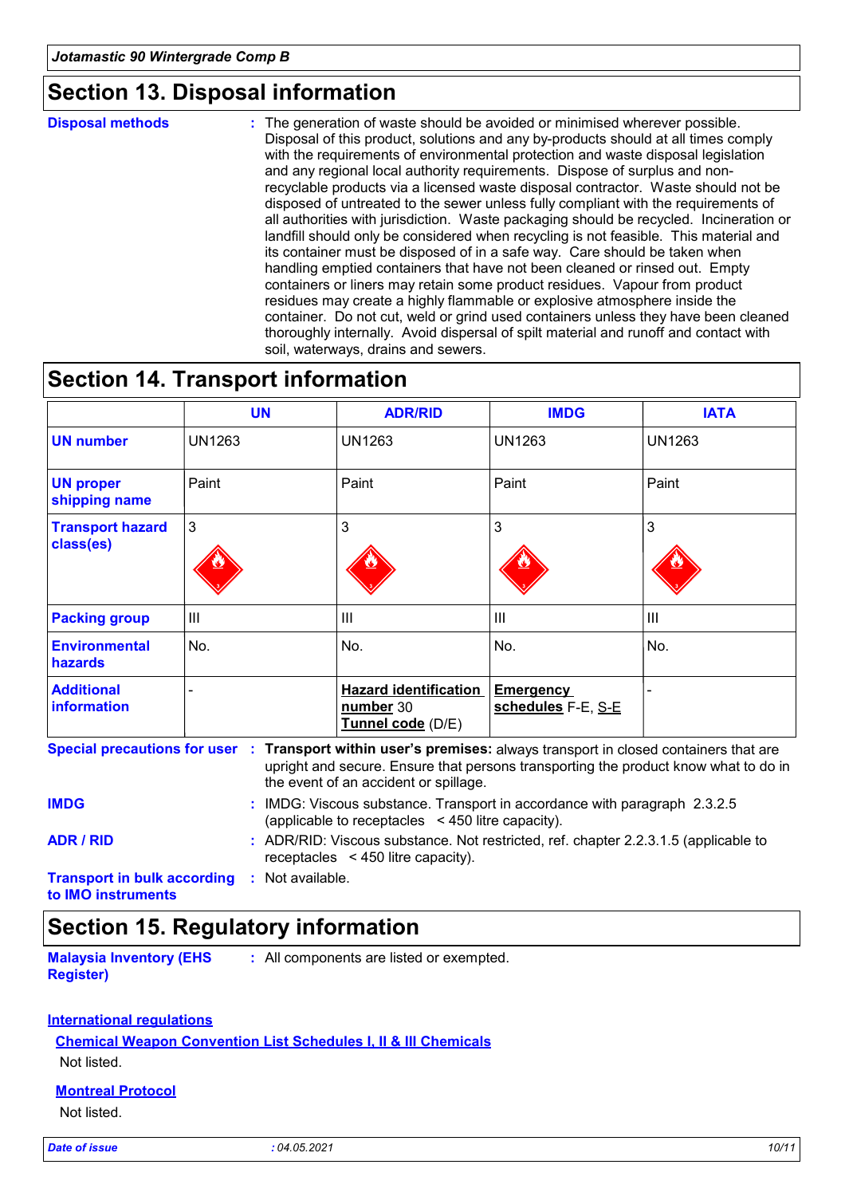## Section 13. Disposal information

**Disposal methods** : The generation of waste should be avoided or minimised wherever possible. Disposal of this product, solutions and any by-products should at all times comply with the requirements of environmental protection and waste disposal legislation and any regional local authority requirements. Dispose of surplus and non-recyclable products via a licensed waste disposal contractor. Waste should not be disposed of untreated to the sewer unless fully compliant with the requirements of all authorities with jurisdiction. Waste packaging should be recycled. Incineration or landfill should only be considered when recycling is not feasible. This material and its container must be disposed of in a safe way. Care should be taken when handling emptied containers that have not been cleaned or rinsed out. Empty containers or liners may retain some product residues. Vapour from product residues may create a highly flammable or explosive atmosphere inside the container. Do not cut, weld or grind used containers unless they have been cleaned thoroughly internally. Avoid dispersal of spilt material and runoff and contact with soil, waterways, drains and sewers.

## Section 14. Transport information

| | UN | ADR/RID | IMDG | IATA |
|---|---|---|---|---|
| **UN number** | UN1263 | UN1263 | UN1263 | UN1263 |
| **UN proper shipping name** | Paint | Paint | Paint | Paint |
| **Transport hazard class(es)** | 3 | 3 | 3 | 3 |
| **Packing group** | III | III | III | III |
| **Environmental hazards** | No. | No. | No. | No. |
| **Additional information** | - | **Hazard identification number** 30<br>**Tunnel code** (D/E) | **Emergency schedules** F-E, S-E | - |

**Special precautions for user** : **Transport within user's premises:** always transport in closed containers that are upright and secure. Ensure that persons transporting the product know what to do in the event of an accident or spillage.

**IMDG** : IMDG: Viscous substance. Transport in accordance with paragraph 2.3.2.5 (applicable to receptacles < 450 litre capacity).

**ADR / RID** : ADR/RID: Viscous substance. Not restricted, ref. chapter 2.2.3.1.5 (applicable to receptacles < 450 litre capacity).

**Transport in bulk according to IMO instruments** : Not available.

## Section 15. Regulatory information

**Malaysia Inventory (EHS Register)** : All components are listed or exempted.

**International regulations**

**Chemical Weapon Convention List Schedules I, II & III Chemicals**

Not listed.

**Montreal Protocol**

Not listed.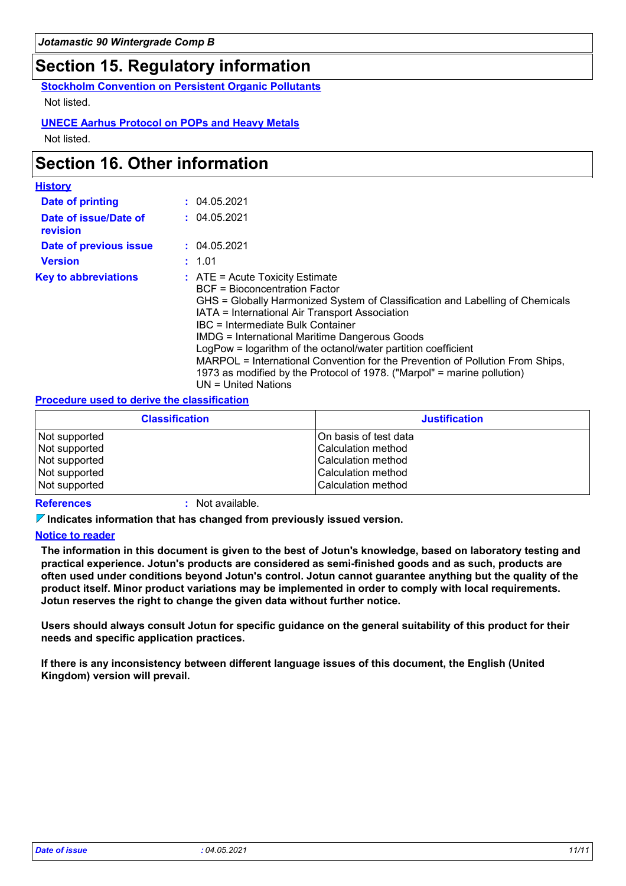## Section 15. Regulatory information

**Stockholm Convention on Persistent Organic Pollutants**

Not listed.

**UNECE Aarhus Protocol on POPs and Heavy Metals**

Not listed.

## Section 16. Other information

**History**

**Date of printing** : 04.05.2021

**Date of issue/Date of revision** : 04.05.2021

**Date of previous issue** : 04.05.2021

**Version** : 1.01

**Key to abbreviations** : ATE = Acute Toxicity Estimate
BCF = Bioconcentration Factor
GHS = Globally Harmonized System of Classification and Labelling of Chemicals
IATA = International Air Transport Association
IBC = Intermediate Bulk Container
IMDG = International Maritime Dangerous Goods
LogPow = logarithm of the octanol/water partition coefficient
MARPOL = International Convention for the Prevention of Pollution From Ships, 1973 as modified by the Protocol of 1978. ("Marpol" = marine pollution)
UN = United Nations

**Procedure used to derive the classification**

| Classification | Justification |
|---|---|
| Not supported | On basis of test data |
| Not supported | Calculation method |
| Not supported | Calculation method |
| Not supported | Calculation method |
| Not supported | Calculation method |

**References** : Not available.

**Indicates information that has changed from previously issued version.**

**Notice to reader**

**The information in this document is given to the best of Jotun's knowledge, based on laboratory testing and practical experience. Jotun's products are considered as semi-finished goods and as such, products are often used under conditions beyond Jotun's control. Jotun cannot guarantee anything but the quality of the product itself. Minor product variations may be implemented in order to comply with local requirements. Jotun reserves the right to change the given data without further notice.**

**Users should always consult Jotun for specific guidance on the general suitability of this product for their needs and specific application practices.**

**If there is any inconsistency between different language issues of this document, the English (United Kingdom) version will prevail.**